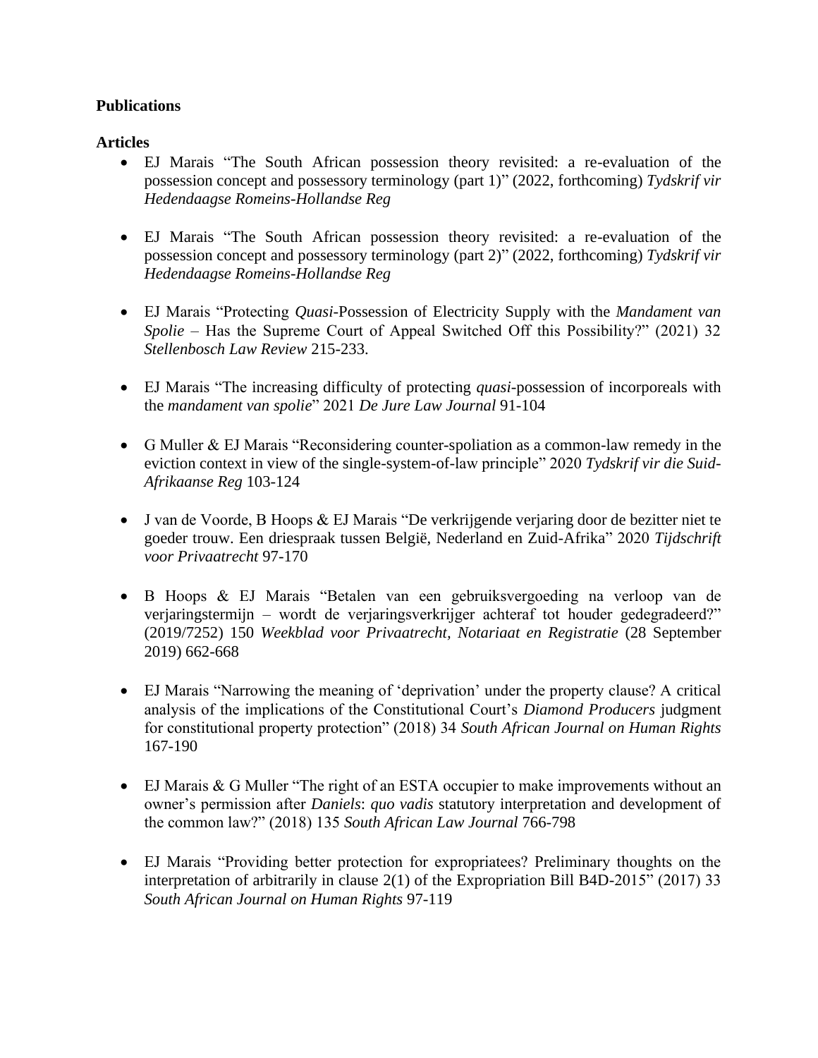**Publications**

**Articles**

- EJ Marais "The South African possession theory revisited: a re-evaluation of the possession concept and possessory terminology (part 1)" (2022, forthcoming) *Tydskrif vir Hedendaagse Romeins-Hollandse Reg*

- EJ Marais "The South African possession theory revisited: a re-evaluation of the possession concept and possessory terminology (part 2)" (2022, forthcoming) *Tydskrif vir Hedendaagse Romeins-Hollandse Reg*

- EJ Marais "Protecting *Quasi*-Possession of Electricity Supply with the *Mandament van Spolie* – Has the Supreme Court of Appeal Switched Off this Possibility?" (2021) 32 *Stellenbosch Law Review* 215-233.

- EJ Marais "The increasing difficulty of protecting *quasi*-possession of incorporeals with the *mandament van spolie*" 2021 *De Jure Law Journal* 91-104

- G Muller & EJ Marais "Reconsidering counter-spoliation as a common-law remedy in the eviction context in view of the single-system-of-law principle" 2020 *Tydskrif vir die Suid-Afrikaanse Reg* 103-124

- J van de Voorde, B Hoops & EJ Marais "De verkrijgende verjaring door de bezitter niet te goeder trouw. Een driespraak tussen België, Nederland en Zuid-Afrika" 2020 *Tijdschrift voor Privaatrecht* 97-170

- B Hoops & EJ Marais "Betalen van een gebruiksvergoeding na verloop van de verjaringstermijn – wordt de verjaringsverkrijger achteraf tot houder gedegradeerd?" (2019/7252) 150 *Weekblad voor Privaatrecht, Notariaat en Registratie* (28 September 2019) 662-668

- EJ Marais "Narrowing the meaning of 'deprivation' under the property clause? A critical analysis of the implications of the Constitutional Court's *Diamond Producers* judgment for constitutional property protection" (2018) 34 *South African Journal on Human Rights* 167-190

- EJ Marais & G Muller "The right of an ESTA occupier to make improvements without an owner's permission after *Daniels*: *quo vadis* statutory interpretation and development of the common law?" (2018) 135 *South African Law Journal* 766-798

- EJ Marais "Providing better protection for expropriatees? Preliminary thoughts on the interpretation of arbitrarily in clause 2(1) of the Expropriation Bill B4D-2015" (2017) 33 *South African Journal on Human Rights* 97-119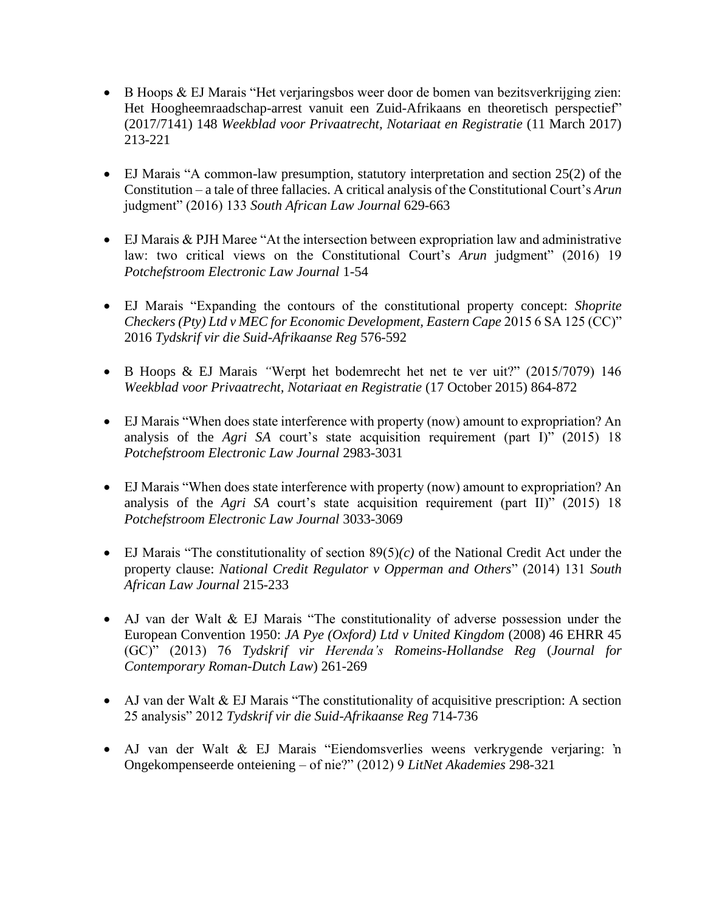- B Hoops & EJ Marais "Het verjaringsbos weer door de bomen van bezitsverkrijging zien: Het Hoogheemraadschap-arrest vanuit een Zuid-Afrikaans en theoretisch perspectief" (2017/7141) 148 *Weekblad voor Privaatrecht, Notariaat en Registratie* (11 March 2017) 213-221

- EJ Marais "A common-law presumption, statutory interpretation and section 25(2) of the Constitution – a tale of three fallacies. A critical analysis of the Constitutional Court's *Arun* judgment" (2016) 133 *South African Law Journal* 629-663

- EJ Marais & PJH Maree "At the intersection between expropriation law and administrative law: two critical views on the Constitutional Court's *Arun* judgment" (2016) 19 *Potchefstroom Electronic Law Journal* 1-54

- EJ Marais "Expanding the contours of the constitutional property concept: *Shoprite Checkers (Pty) Ltd v MEC for Economic Development, Eastern Cape* 2015 6 SA 125 (CC)" 2016 *Tydskrif vir die Suid-Afrikaanse Reg* 576-592

- B Hoops & EJ Marais *"*Werpt het bodemrecht het net te ver uit?" (2015/7079) 146 *Weekblad voor Privaatrecht, Notariaat en Registratie* (17 October 2015) 864-872

- EJ Marais "When does state interference with property (now) amount to expropriation? An analysis of the *Agri SA* court's state acquisition requirement (part I)" (2015) 18 *Potchefstroom Electronic Law Journal* 2983-3031

- EJ Marais "When does state interference with property (now) amount to expropriation? An analysis of the *Agri SA* court's state acquisition requirement (part II)" (2015) 18 *Potchefstroom Electronic Law Journal* 3033-3069

- EJ Marais "The constitutionality of section 89(5)*(c)* of the National Credit Act under the property clause: *National Credit Regulator v Opperman and Others*" (2014) 131 *South African Law Journal* 215-233

- AJ van der Walt & EJ Marais "The constitutionality of adverse possession under the European Convention 1950: *JA Pye (Oxford) Ltd v United Kingdom* (2008) 46 EHRR 45 (GC)" (2013) 76 *Tydskrif vir Herenda's Romeins-Hollandse Reg* (*Journal for Contemporary Roman-Dutch Law*) 261-269

- AJ van der Walt & EJ Marais "The constitutionality of acquisitive prescription: A section 25 analysis" 2012 *Tydskrif vir die Suid-Afrikaanse Reg* 714-736

- AJ van der Walt & EJ Marais "Eiendomsverlies weens verkrygende verjaring: ŉ Ongekompenseerde onteiening – of nie?" (2012) 9 *LitNet Akademies* 298-321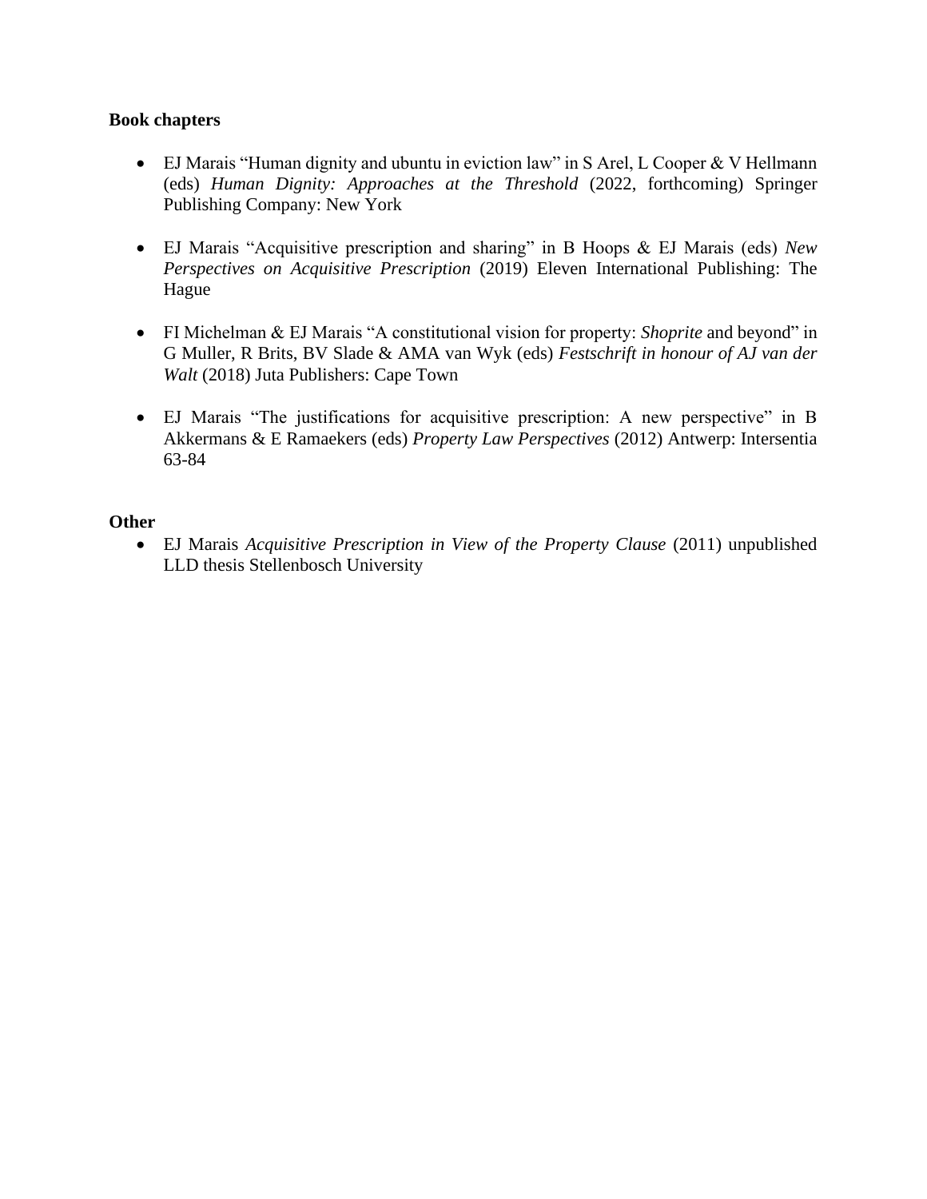**Book chapters**

- EJ Marais “Human dignity and ubuntu in eviction law” in S Arel, L Cooper & V Hellmann (eds) *Human Dignity: Approaches at the Threshold* (2022, forthcoming) Springer Publishing Company: New York

- EJ Marais “Acquisitive prescription and sharing” in B Hoops & EJ Marais (eds) *New Perspectives on Acquisitive Prescription* (2019) Eleven International Publishing: The Hague

- FI Michelman & EJ Marais “A constitutional vision for property: *Shoprite* and beyond” in G Muller, R Brits, BV Slade & AMA van Wyk (eds) *Festschrift in honour of AJ van der Walt* (2018) Juta Publishers: Cape Town

- EJ Marais “The justifications for acquisitive prescription: A new perspective” in B Akkermans & E Ramaekers (eds) *Property Law Perspectives* (2012) Antwerp: Intersentia 63-84

**Other**

- EJ Marais *Acquisitive Prescription in View of the Property Clause* (2011) unpublished LLD thesis Stellenbosch University